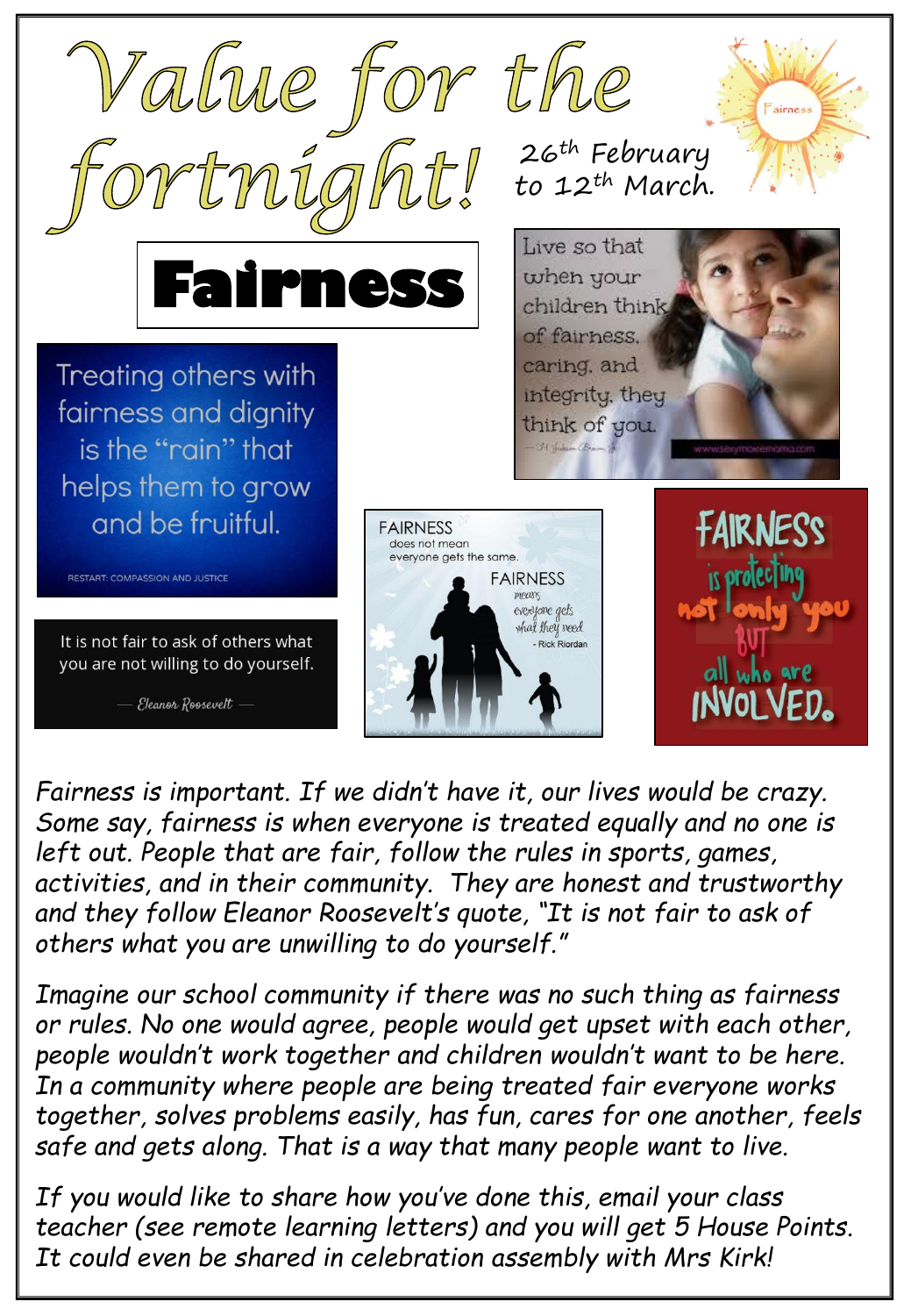# Value for the fortnight!

26th February to 12th March.

## Fairness

Live so that when your children think of fairness, caring, and integrity, they think of you.

Treating others with fairness and dignity is the "rain" that helps them to grow and be fruitful.

RESTART: COMPASSION AND JUSTICE

FAIRNESS does not mean everyone gets the same. FAIRNESS means everyone gets what they need - Rick Riordan

FAIRNESS is protecting not only you BUT all who are INVOLVED.

It is not fair to ask of others what you are not willing to do yourself.

— Eleanor Roosevelt —

*Fairness is important. If we didn't have it, our lives would be crazy. Some say, fairness is when everyone is treated equally and no one is left out. People that are fair, follow the rules in sports, games, activities, and in their community. They are honest and trustworthy and they follow Eleanor Roosevelt's quote, "It is not fair to ask of others what you are unwilling to do yourself."*

*Imagine our school community if there was no such thing as fairness or rules. No one would agree, people would get upset with each other, people wouldn't work together and children wouldn't want to be here. In a community where people are being treated fair everyone works together, solves problems easily, has fun, cares for one another, feels safe and gets along. That is a way that many people want to live.*

*If you would like to share how you've done this, email your class teacher (see remote learning letters) and you will get 5 House Points. It could even be shared in celebration assembly with Mrs Kirk!*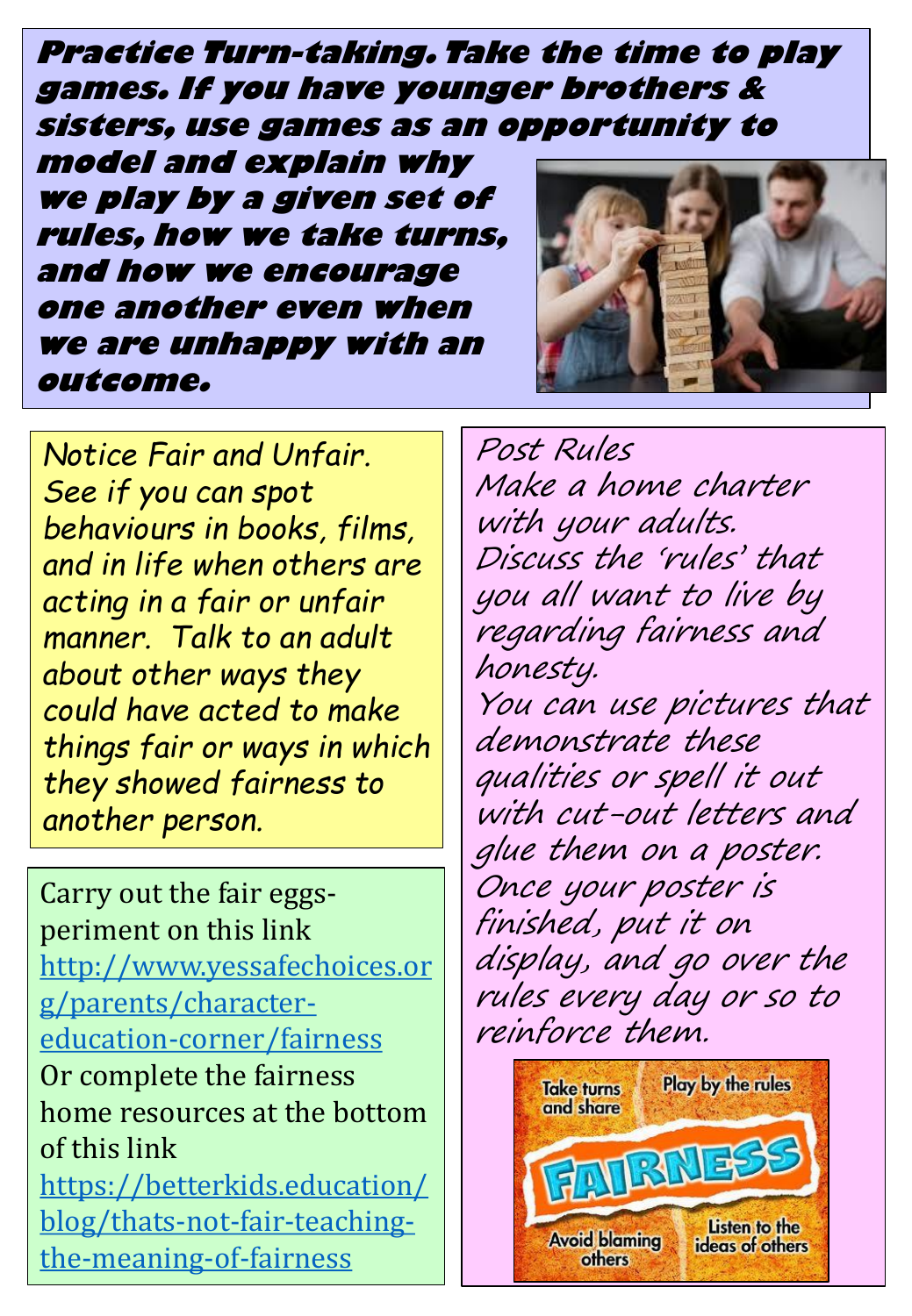**Practice Turn-taking. Take the time to play games. If you have younger brothers & sisters, use games as an opportunity to model and explain why we play by a given set of rules, how we take turns, and how we encourage one another even when we are unhappy with an outcome.**

Notice Fair and Unfair. See if you can spot behaviours in books, films, and in life when others are acting in a fair or unfair manner. Talk to an adult about other ways they could have acted to make things fair or ways in which they showed fairness to another person.

Carry out the fair eggs-periment on this link http://www.yessafechoices.org/parents/character-education-corner/fairness
Or complete the fairness home resources at the bottom of this link https://betterkids.education/blog/thats-not-fair-teaching-the-meaning-of-fairness

Post Rules
Make a home charter with your adults.
Discuss the 'rules' that you all want to live by regarding fairness and honesty.
You can use pictures that demonstrate these qualities or spell it out with cut-out letters and glue them on a poster.
Once your poster is finished, put it on display, and go over the rules every day or so to reinforce them.

Take turns and share
Play by the rules
FAIRNESS
Avoid blaming others
Listen to the ideas of others